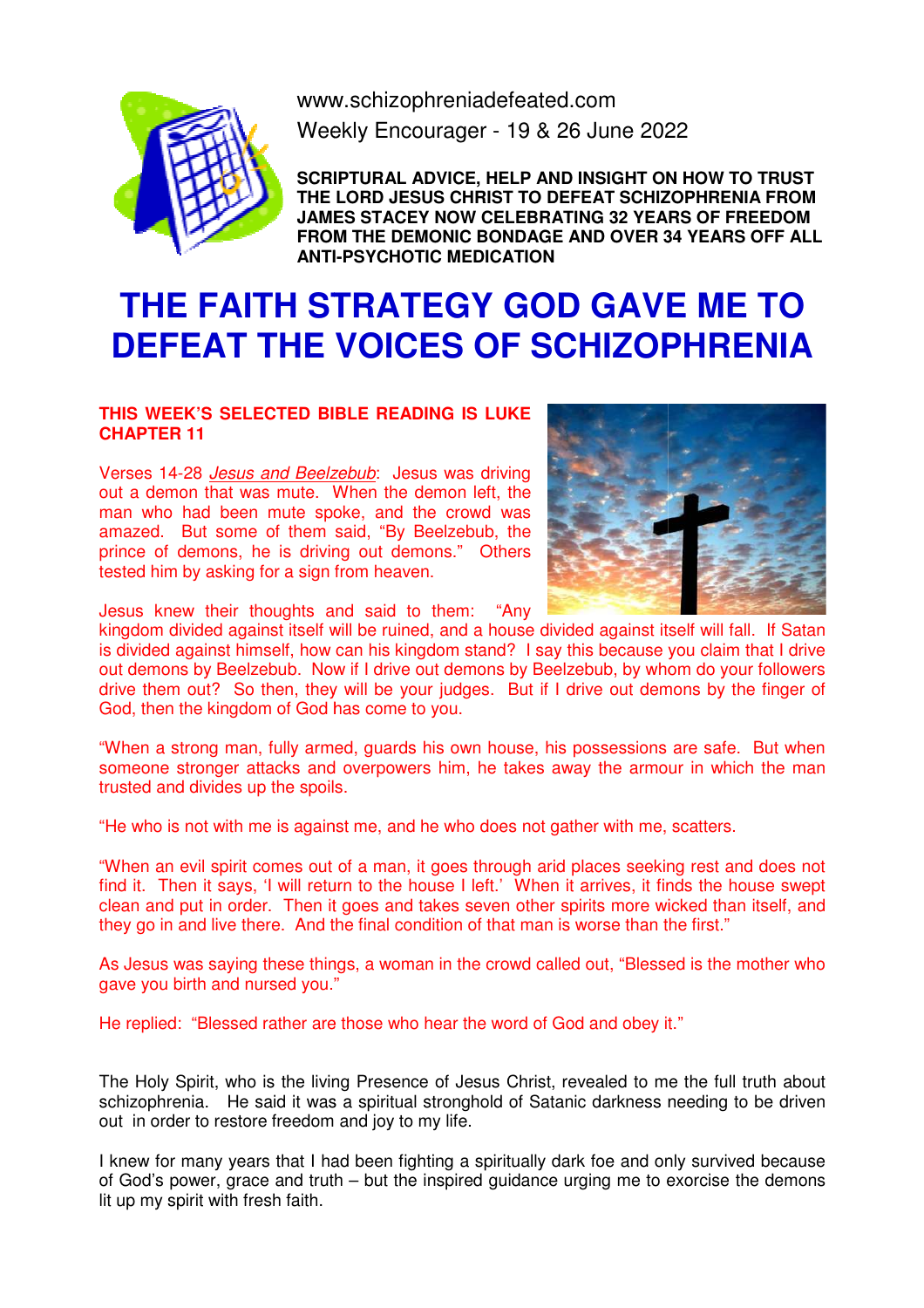www.schizophreniadefeated.com
Weekly Encourager - 19 & 26 June 2022

**SCRIPTURAL ADVICE, HELP AND INSIGHT ON HOW TO TRUST THE LORD JESUS CHRIST TO DEFEAT SCHIZOPHRENIA FROM JAMES STACEY NOW CELEBRATING 32 YEARS OF FREEDOM FROM THE DEMONIC BONDAGE AND OVER 34 YEARS OFF ALL ANTI-PSYCHOTIC MEDICATION**

# THE FAITH STRATEGY GOD GAVE ME TO DEFEAT THE VOICES OF SCHIZOPHRENIA

**THIS WEEK'S SELECTED BIBLE READING IS LUKE CHAPTER 11**

Verses 14-28 *Jesus and Beelzebub*: Jesus was driving out a demon that was mute. When the demon left, the man who had been mute spoke, and the crowd was amazed. But some of them said, "By Beelzebub, the prince of demons, he is driving out demons." Others tested him by asking for a sign from heaven.

Jesus knew their thoughts and said to them: "Any kingdom divided against itself will be ruined, and a house divided against itself will fall. If Satan is divided against himself, how can his kingdom stand? I say this because you claim that I drive out demons by Beelzebub. Now if I drive out demons by Beelzebub, by whom do your followers drive them out? So then, they will be your judges. But if I drive out demons by the finger of God, then the kingdom of God has come to you.

"When a strong man, fully armed, guards his own house, his possessions are safe. But when someone stronger attacks and overpowers him, he takes away the armour in which the man trusted and divides up the spoils.

"He who is not with me is against me, and he who does not gather with me, scatters.

"When an evil spirit comes out of a man, it goes through arid places seeking rest and does not find it. Then it says, 'I will return to the house I left.' When it arrives, it finds the house swept clean and put in order. Then it goes and takes seven other spirits more wicked than itself, and they go in and live there. And the final condition of that man is worse than the first."

As Jesus was saying these things, a woman in the crowd called out, "Blessed is the mother who gave you birth and nursed you."

He replied: "Blessed rather are those who hear the word of God and obey it."

The Holy Spirit, who is the living Presence of Jesus Christ, revealed to me the full truth about schizophrenia. He said it was a spiritual stronghold of Satanic darkness needing to be driven out in order to restore freedom and joy to my life.

I knew for many years that I had been fighting a spiritually dark foe and only survived because of God's power, grace and truth – but the inspired guidance urging me to exorcise the demons lit up my spirit with fresh faith.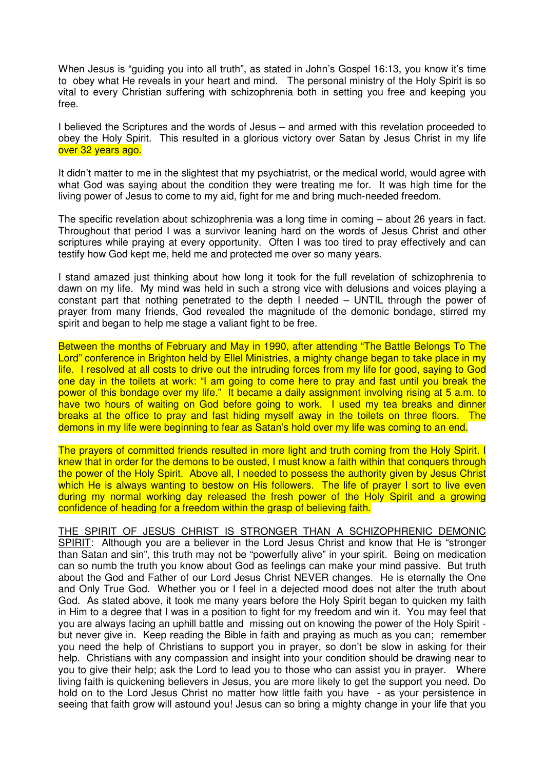When Jesus is "guiding you into all truth", as stated in John's Gospel 16:13, you know it's time to obey what He reveals in your heart and mind. The personal ministry of the Holy Spirit is so vital to every Christian suffering with schizophrenia both in setting you free and keeping you free.

I believed the Scriptures and the words of Jesus – and armed with this revelation proceeded to obey the Holy Spirit. This resulted in a glorious victory over Satan by Jesus Christ in my life over 32 years ago.

It didn't matter to me in the slightest that my psychiatrist, or the medical world, would agree with what God was saying about the condition they were treating me for. It was high time for the living power of Jesus to come to my aid, fight for me and bring much-needed freedom.

The specific revelation about schizophrenia was a long time in coming – about 26 years in fact. Throughout that period I was a survivor leaning hard on the words of Jesus Christ and other scriptures while praying at every opportunity. Often I was too tired to pray effectively and can testify how God kept me, held me and protected me over so many years.

I stand amazed just thinking about how long it took for the full revelation of schizophrenia to dawn on my life. My mind was held in such a strong vice with delusions and voices playing a constant part that nothing penetrated to the depth I needed – UNTIL through the power of prayer from many friends, God revealed the magnitude of the demonic bondage, stirred my spirit and began to help me stage a valiant fight to be free.

Between the months of February and May in 1990, after attending "The Battle Belongs To The Lord" conference in Brighton held by Ellel Ministries, a mighty change began to take place in my life. I resolved at all costs to drive out the intruding forces from my life for good, saying to God one day in the toilets at work: "I am going to come here to pray and fast until you break the power of this bondage over my life." It became a daily assignment involving rising at 5 a.m. to have two hours of waiting on God before going to work. I used my tea breaks and dinner breaks at the office to pray and fast hiding myself away in the toilets on three floors. The demons in my life were beginning to fear as Satan's hold over my life was coming to an end.

The prayers of committed friends resulted in more light and truth coming from the Holy Spirit. I knew that in order for the demons to be ousted, I must know a faith within that conquers through the power of the Holy Spirit. Above all, I needed to possess the authority given by Jesus Christ which He is always wanting to bestow on His followers. The life of prayer I sort to live even during my normal working day released the fresh power of the Holy Spirit and a growing confidence of heading for a freedom within the grasp of believing faith.

<u>THE SPIRIT OF JESUS CHRIST IS STRONGER THAN A SCHIZOPHRENIC DEMONIC SPIRIT</u>: Although you are a believer in the Lord Jesus Christ and know that He is "stronger than Satan and sin", this truth may not be "powerfully alive" in your spirit. Being on medication can so numb the truth you know about God as feelings can make your mind passive. But truth about the God and Father of our Lord Jesus Christ NEVER changes. He is eternally the One and Only True God. Whether you or I feel in a dejected mood does not alter the truth about God. As stated above, it took me many years before the Holy Spirit began to quicken my faith in Him to a degree that I was in a position to fight for my freedom and win it. You may feel that you are always facing an uphill battle and missing out on knowing the power of the Holy Spirit - but never give in. Keep reading the Bible in faith and praying as much as you can; remember you need the help of Christians to support you in prayer, so don't be slow in asking for their help. Christians with any compassion and insight into your condition should be drawing near to you to give their help; ask the Lord to lead you to those who can assist you in prayer. Where living faith is quickening believers in Jesus, you are more likely to get the support you need. Do hold on to the Lord Jesus Christ no matter how little faith you have - as your persistence in seeing that faith grow will astound you! Jesus can so bring a mighty change in your life that you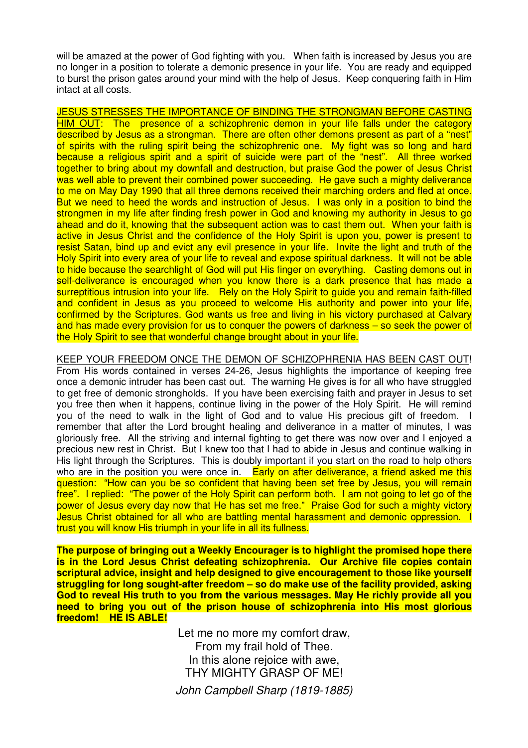will be amazed at the power of God fighting with you. When faith is increased by Jesus you are no longer in a position to tolerate a demonic presence in your life. You are ready and equipped to burst the prison gates around your mind with the help of Jesus. Keep conquering faith in Him intact at all costs.

JESUS STRESSES THE IMPORTANCE OF BINDING THE STRONGMAN BEFORE CASTING HIM OUT: The presence of a schizophrenic demon in your life falls under the category described by Jesus as a strongman. There are often other demons present as part of a "nest" of spirits with the ruling spirit being the schizophrenic one. My fight was so long and hard because a religious spirit and a spirit of suicide were part of the "nest". All three worked together to bring about my downfall and destruction, but praise God the power of Jesus Christ was well able to prevent their combined power succeeding. He gave such a mighty deliverance to me on May Day 1990 that all three demons received their marching orders and fled at once. But we need to heed the words and instruction of Jesus. I was only in a position to bind the strongmen in my life after finding fresh power in God and knowing my authority in Jesus to go ahead and do it, knowing that the subsequent action was to cast them out. When your faith is active in Jesus Christ and the confidence of the Holy Spirit is upon you, power is present to resist Satan, bind up and evict any evil presence in your life. Invite the light and truth of the Holy Spirit into every area of your life to reveal and expose spiritual darkness. It will not be able to hide because the searchlight of God will put His finger on everything. Casting demons out in self-deliverance is encouraged when you know there is a dark presence that has made a surreptitious intrusion into your life. Rely on the Holy Spirit to guide you and remain faith-filled and confident in Jesus as you proceed to welcome His authority and power into your life, confirmed by the Scriptures. God wants us free and living in his victory purchased at Calvary and has made every provision for us to conquer the powers of darkness – so seek the power of the Holy Spirit to see that wonderful change brought about in your life.

KEEP YOUR FREEDOM ONCE THE DEMON OF SCHIZOPHRENIA HAS BEEN CAST OUT! From His words contained in verses 24-26, Jesus highlights the importance of keeping free once a demonic intruder has been cast out. The warning He gives is for all who have struggled to get free of demonic strongholds. If you have been exercising faith and prayer in Jesus to set you free then when it happens, continue living in the power of the Holy Spirit. He will remind you of the need to walk in the light of God and to value His precious gift of freedom. I remember that after the Lord brought healing and deliverance in a matter of minutes, I was gloriously free. All the striving and internal fighting to get there was now over and I enjoyed a precious new rest in Christ. But I knew too that I had to abide in Jesus and continue walking in His light through the Scriptures. This is doubly important if you start on the road to help others who are in the position you were once in. Early on after deliverance, a friend asked me this question: "How can you be so confident that having been set free by Jesus, you will remain free". I replied: "The power of the Holy Spirit can perform both. I am not going to let go of the power of Jesus every day now that He has set me free." Praise God for such a mighty victory Jesus Christ obtained for all who are battling mental harassment and demonic oppression. I trust you will know His triumph in your life in all its fullness.

**The purpose of bringing out a Weekly Encourager is to highlight the promised hope there is in the Lord Jesus Christ defeating schizophrenia. Our Archive file copies contain scriptural advice, insight and help designed to give encouragement to those like yourself struggling for long sought-after freedom – so do make use of the facility provided, asking God to reveal His truth to you from the various messages. May He richly provide all you need to bring you out of the prison house of schizophrenia into His most glorious freedom! HE IS ABLE!**

Let me no more my comfort draw,  
From my frail hold of Thee.  
In this alone rejoice with awe,  
THY MIGHTY GRASP OF ME!

*John Campbell Sharp (1819-1885)*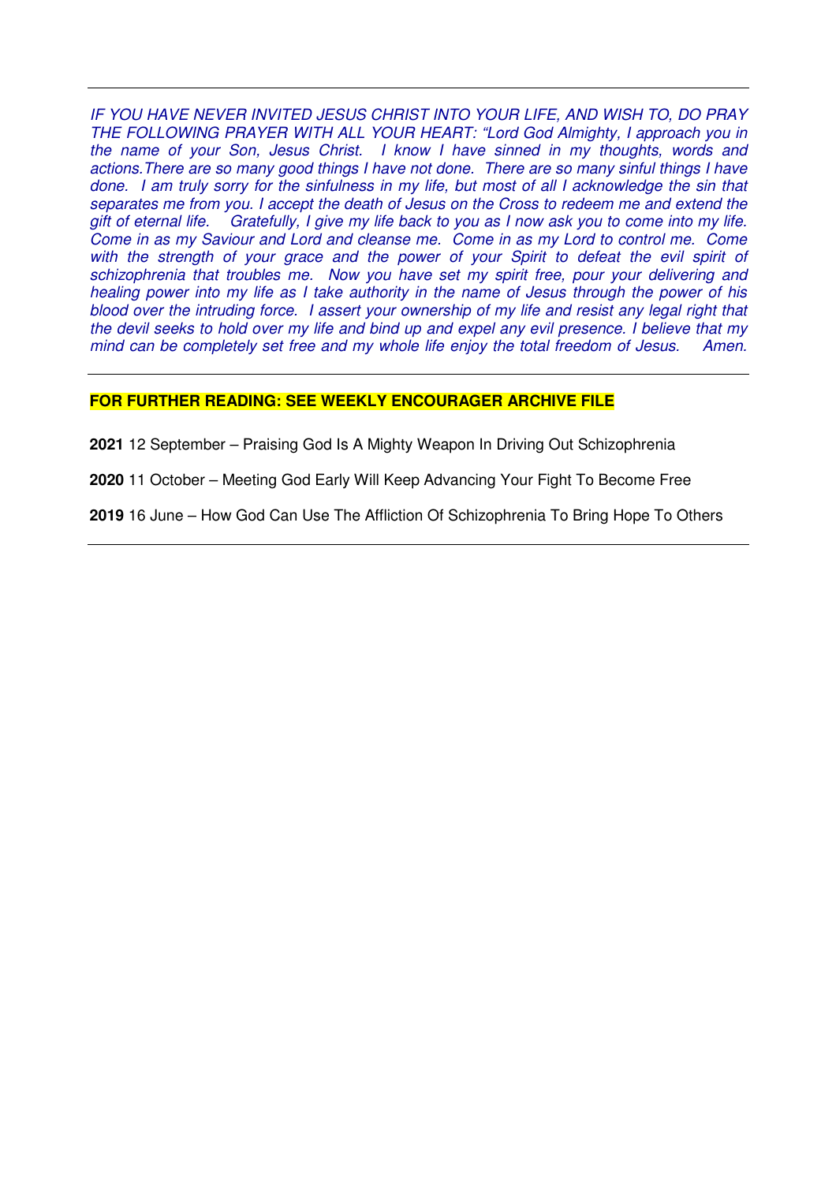---

*IF YOU HAVE NEVER INVITED JESUS CHRIST INTO YOUR LIFE, AND WISH TO, DO PRAY THE FOLLOWING PRAYER WITH ALL YOUR HEART: "Lord God Almighty, I approach you in the name of your Son, Jesus Christ. I know I have sinned in my thoughts, words and actions.There are so many good things I have not done. There are so many sinful things I have done. I am truly sorry for the sinfulness in my life, but most of all I acknowledge the sin that separates me from you. I accept the death of Jesus on the Cross to redeem me and extend the gift of eternal life. Gratefully, I give my life back to you as I now ask you to come into my life. Come in as my Saviour and Lord and cleanse me. Come in as my Lord to control me. Come with the strength of your grace and the power of your Spirit to defeat the evil spirit of schizophrenia that troubles me. Now you have set my spirit free, pour your delivering and healing power into my life as I take authority in the name of Jesus through the power of his blood over the intruding force. I assert your ownership of my life and resist any legal right that the devil seeks to hold over my life and bind up and expel any evil presence. I believe that my mind can be completely set free and my whole life enjoy the total freedom of Jesus. Amen.*

---

**FOR FURTHER READING: SEE WEEKLY ENCOURAGER ARCHIVE FILE**

**2021** 12 September – Praising God Is A Mighty Weapon In Driving Out Schizophrenia

**2020** 11 October – Meeting God Early Will Keep Advancing Your Fight To Become Free

**2019** 16 June – How God Can Use The Affliction Of Schizophrenia To Bring Hope To Others

---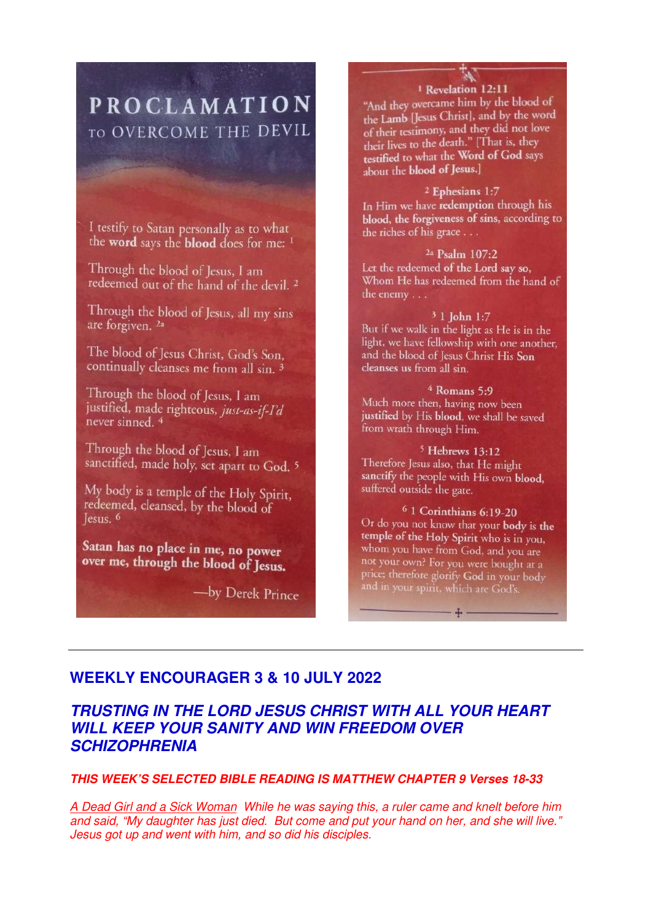# PROCLAMATION TO OVERCOME THE DEVIL

I testify to Satan personally as to what the **word** says the **blood** does for me: [1]

Through the blood of Jesus, I am redeemed out of the hand of the devil. [2]

Through the blood of Jesus, all my sins are forgiven. [2a]

The blood of Jesus Christ, God's Son, continually cleanses me from all sin. [3]

Through the blood of Jesus, I am justified, made righteous, *just-as-if-I'd* never sinned. [4]

Through the blood of Jesus, I am sanctified, made holy, set apart to God. [5]

My body is a temple of the Holy Spirit, redeemed, cleansed, by the blood of Jesus. [6]

**Satan has no place in me, no power over me, through the blood of Jesus.**

—by Derek Prince

[1] **Revelation 12:11**
"And they overcame him by the blood of **the Lamb** [Jesus Christ], and by the word of their testimony, and they did not love their lives to the death." [That is, they **testified** to what the **Word of God** says about the **blood of Jesus**.]

[2] **Ephesians 1:7**
In Him we have **redemption** through his **blood, the forgiveness** of sins, according to the riches of his grace . . .

[2a] **Psalm 107:2**
Let the redeemed **of the Lord** say so, Whom He has redeemed from the hand of the enemy . . .

[3] **1 John 1:7**
But if we walk in the light as He is in the light, we have fellowship with one another, and the blood of Jesus Christ His **Son** cleanses us from all sin.

[4] **Romans 5:9**
Much more then, having now been **justified** by His **blood**, we shall be saved from wrath through Him.

[5] **Hebrews 13:12**
Therefore Jesus also, that He might **sanctify** the people with His own **blood**, suffered outside the gate.

[6] **1 Corinthians 6:19-20**
Or do you not know that your **body** is the **temple of the Holy Spirit** who is in you, whom you have from God, and you are not your own? For you were bought at a price; therefore glorify God in your body and in your spirit, which are God's.

---

## WEEKLY ENCOURAGER 3 & 10 JULY 2022

## *TRUSTING IN THE LORD JESUS CHRIST WITH ALL YOUR HEART WILL KEEP YOUR SANITY AND WIN FREEDOM OVER SCHIZOPHRENIA*

***THIS WEEK'S SELECTED BIBLE READING IS MATTHEW CHAPTER 9 Verses 18-33***

*<u>A Dead Girl and a Sick Woman</u> While he was saying this, a ruler came and knelt before him and said, "My daughter has just died. But come and put your hand on her, and she will live." Jesus got up and went with him, and so did his disciples.*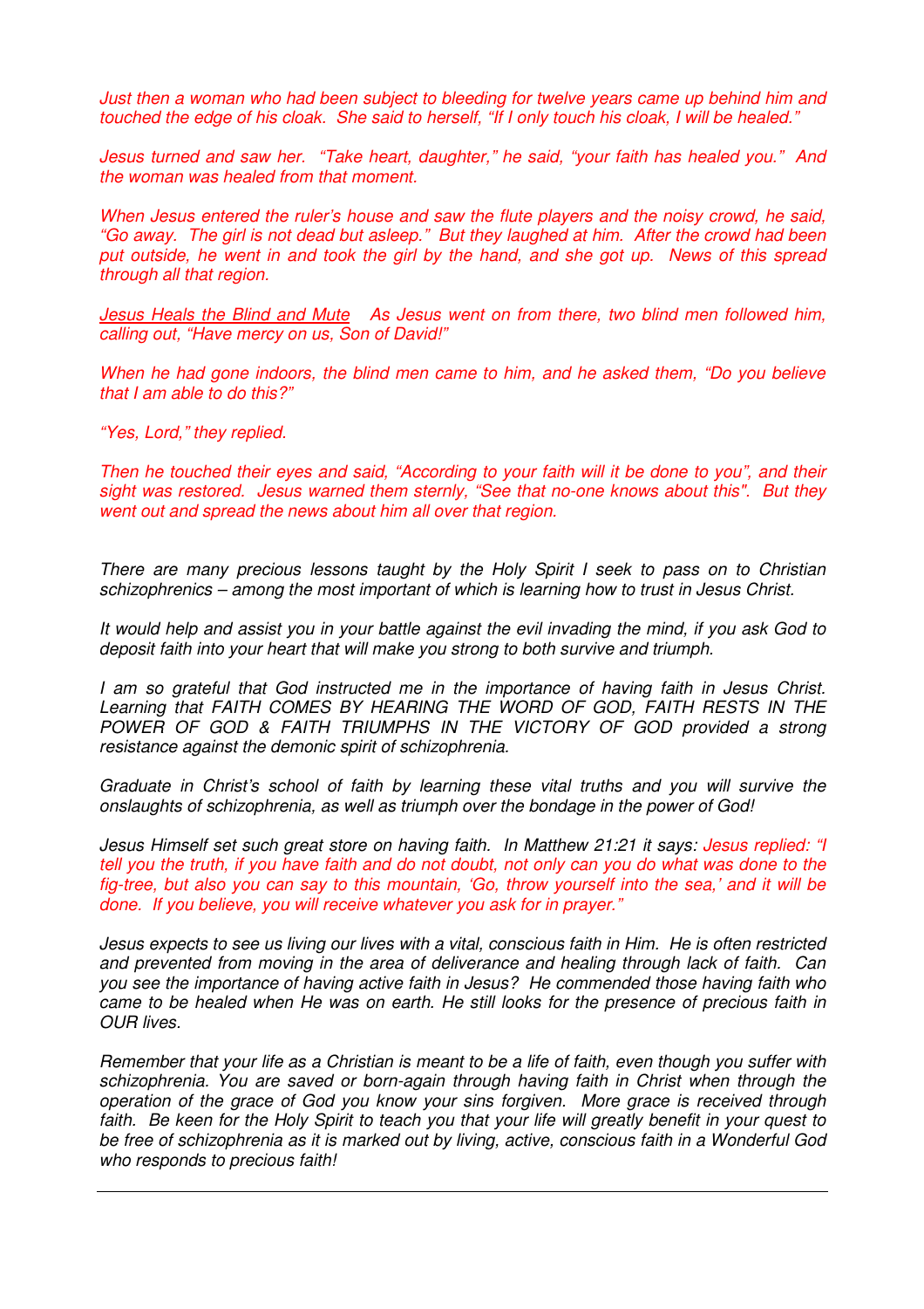*Just then a woman who had been subject to bleeding for twelve years came up behind him and touched the edge of his cloak. She said to herself, "If I only touch his cloak, I will be healed."*

*Jesus turned and saw her. "Take heart, daughter," he said, "your faith has healed you." And the woman was healed from that moment.*

*When Jesus entered the ruler's house and saw the flute players and the noisy crowd, he said, "Go away. The girl is not dead but asleep." But they laughed at him. After the crowd had been put outside, he went in and took the girl by the hand, and she got up. News of this spread through all that region.*

*Jesus Heals the Blind and Mute* *As Jesus went on from there, two blind men followed him, calling out, "Have mercy on us, Son of David!"*

*When he had gone indoors, the blind men came to him, and he asked them, "Do you believe that I am able to do this?"*

*"Yes, Lord," they replied.*

*Then he touched their eyes and said, "According to your faith will it be done to you", and their sight was restored. Jesus warned them sternly, "See that no-one knows about this". But they went out and spread the news about him all over that region.*

*There are many precious lessons taught by the Holy Spirit I seek to pass on to Christian schizophrenics – among the most important of which is learning how to trust in Jesus Christ.*

*It would help and assist you in your battle against the evil invading the mind, if you ask God to deposit faith into your heart that will make you strong to both survive and triumph.*

*I am so grateful that God instructed me in the importance of having faith in Jesus Christ. Learning that FAITH COMES BY HEARING THE WORD OF GOD, FAITH RESTS IN THE POWER OF GOD & FAITH TRIUMPHS IN THE VICTORY OF GOD provided a strong resistance against the demonic spirit of schizophrenia.*

*Graduate in Christ's school of faith by learning these vital truths and you will survive the onslaughts of schizophrenia, as well as triumph over the bondage in the power of God!*

*Jesus Himself set such great store on having faith. In Matthew 21:21 it says: Jesus replied: "I tell you the truth, if you have faith and do not doubt, not only can you do what was done to the fig-tree, but also you can say to this mountain, 'Go, throw yourself into the sea,' and it will be done. If you believe, you will receive whatever you ask for in prayer."*

*Jesus expects to see us living our lives with a vital, conscious faith in Him. He is often restricted and prevented from moving in the area of deliverance and healing through lack of faith. Can you see the importance of having active faith in Jesus? He commended those having faith who came to be healed when He was on earth. He still looks for the presence of precious faith in OUR lives.*

*Remember that your life as a Christian is meant to be a life of faith, even though you suffer with schizophrenia. You are saved or born-again through having faith in Christ when through the operation of the grace of God you know your sins forgiven. More grace is received through faith. Be keen for the Holy Spirit to teach you that your life will greatly benefit in your quest to be free of schizophrenia as it is marked out by living, active, conscious faith in a Wonderful God who responds to precious faith!*

---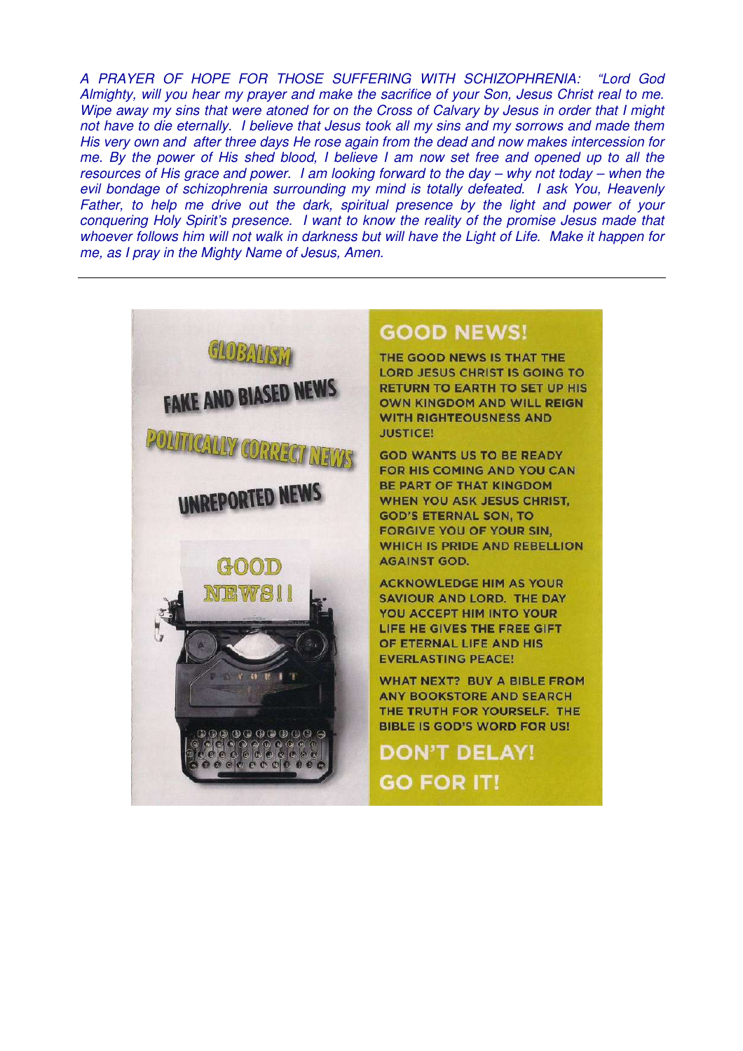*A PRAYER OF HOPE FOR THOSE SUFFERING WITH SCHIZOPHRENIA: "Lord God Almighty, will you hear my prayer and make the sacrifice of your Son, Jesus Christ real to me. Wipe away my sins that were atoned for on the Cross of Calvary by Jesus in order that I might not have to die eternally. I believe that Jesus took all my sins and my sorrows and made them His very own and after three days He rose again from the dead and now makes intercession for me. By the power of His shed blood, I believe I am now set free and opened up to all the resources of His grace and power. I am looking forward to the day – why not today – when the evil bondage of schizophrenia surrounding my mind is totally defeated. I ask You, Heavenly Father, to help me drive out the dark, spiritual presence by the light and power of your conquering Holy Spirit's presence. I want to know the reality of the promise Jesus made that whoever follows him will not walk in darkness but will have the Light of Life. Make it happen for me, as I pray in the Mighty Name of Jesus, Amen.*

---

GLOBALISM

FAKE AND BIASED NEWS

POLITICALLY CORRECT NEWS

UNREPORTED NEWS

GOOD NEWS!!

## GOOD NEWS!

THE GOOD NEWS IS THAT THE LORD JESUS CHRIST IS GOING TO RETURN TO EARTH TO SET UP HIS OWN KINGDOM AND WILL REIGN WITH RIGHTEOUSNESS AND JUSTICE!

GOD WANTS US TO BE READY FOR HIS COMING AND YOU CAN BE PART OF THAT KINGDOM WHEN YOU ASK JESUS CHRIST, GOD'S ETERNAL SON, TO FORGIVE YOU OF YOUR SIN, WHICH IS PRIDE AND REBELLION AGAINST GOD.

ACKNOWLEDGE HIM AS YOUR SAVIOUR AND LORD. THE DAY YOU ACCEPT HIM INTO YOUR LIFE HE GIVES THE FREE GIFT OF ETERNAL LIFE AND HIS EVERLASTING PEACE!

WHAT NEXT? BUY A BIBLE FROM ANY BOOKSTORE AND SEARCH THE TRUTH FOR YOURSELF. THE BIBLE IS GOD'S WORD FOR US!

## DON'T DELAY!

## GO FOR IT!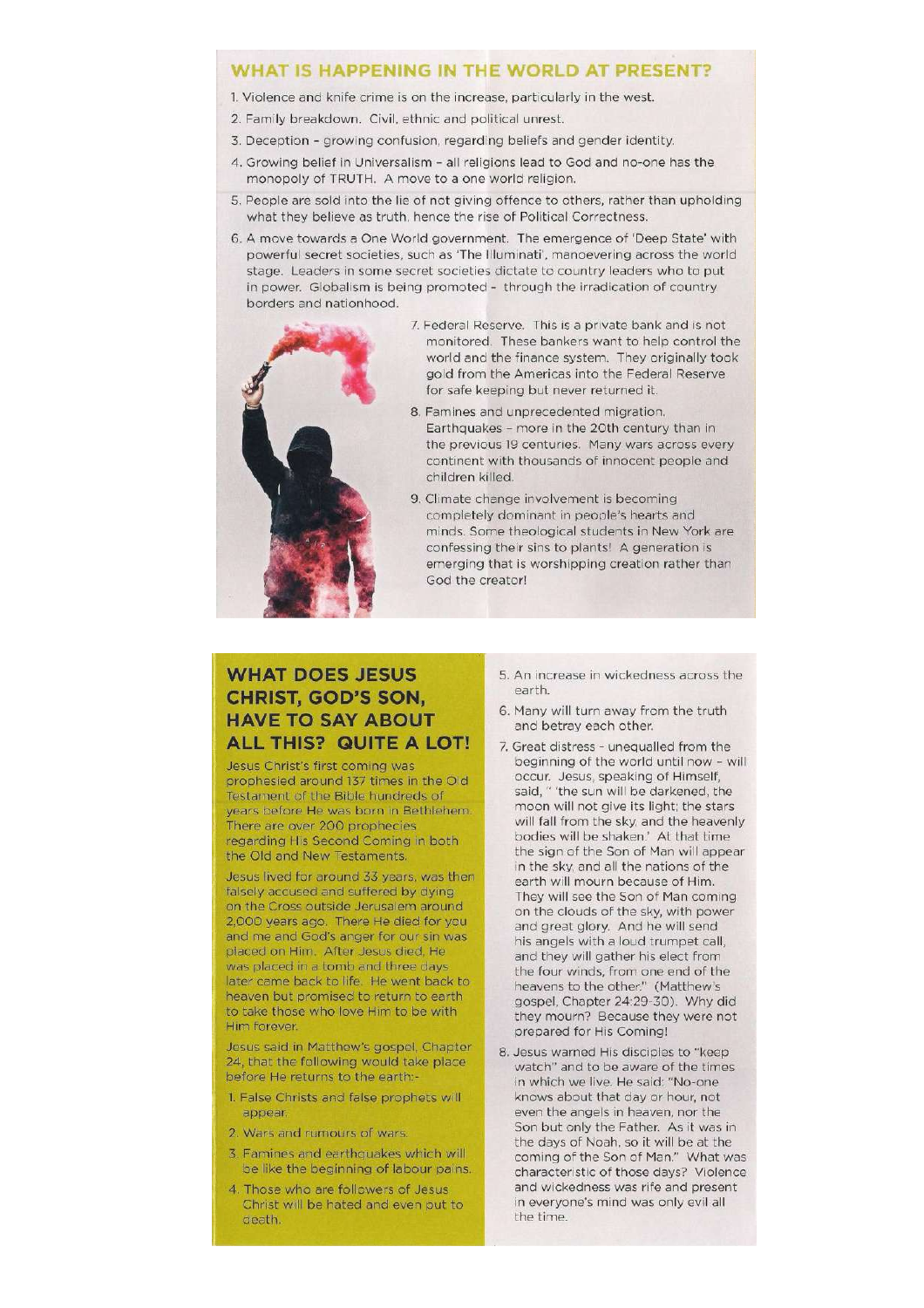## WHAT IS HAPPENING IN THE WORLD AT PRESENT?

1. Violence and knife crime is on the increase, particularly in the west.
2. Family breakdown. Civil, ethnic and political unrest.
3. Deception - growing confusion, regarding beliefs and gender identity.
4. Growing belief in Universalism - all religions lead to God and no-one has the monopoly of TRUTH. A move to a one world religion.
5. People are sold into the lie of not giving offence to others, rather than upholding what they believe as truth, hence the rise of Political Correctness.
6. A move towards a One World government. The emergence of 'Deep State' with powerful secret societies, such as 'The Illuminati', manoevering across the world stage. Leaders in some secret societies dictate to country leaders who to put in power. Globalism is being promoted - through the irradication of country borders and nationhood.
7. Federal Reserve. This is a private bank and is not monitored. These bankers want to help control the world and the finance system. They originally took gold from the Americas into the Federal Reserve for safe keeping but never returned it.
8. Famines and unprecedented migration. Earthquakes - more in the 20th century than in the previous 19 centuries. Many wars across every continent with thousands of innocent people and children killed.
9. Climate change involvement is becoming completely dominant in people's hearts and minds. Some theological students in New York are confessing their sins to plants! A generation is emerging that is worshipping creation rather than God the creator!

## WHAT DOES JESUS CHRIST, GOD'S SON, HAVE TO SAY ABOUT ALL THIS? QUITE A LOT!

Jesus Christ's first coming was prophesied around 137 times in the Old Testament of the Bible hundreds of years before He was born in Bethlehem. There are over 200 prophecies regarding His Second Coming in both the Old and New Testaments.

Jesus lived for around 33 years, was then falsely accused and suffered by dying on the Cross outside Jerusalem around 2,000 years ago. There He died for you and me and God's anger for our sin was placed on Him. After Jesus died, He was placed in a tomb and three days later came back to life. He went back to heaven but promised to return to earth to take those who love Him to be with Him forever.

Jesus said in Matthew's gospel, Chapter 24, that the following would take place before He returns to the earth:-

1. False Christs and false prophets will appear.
2. Wars and rumours of wars.
3. Famines and earthquakes which will be like the beginning of labour pains.
4. Those who are followers of Jesus Christ will be hated and even put to death.
5. An increase in wickedness across the earth.
6. Many will turn away from the truth and betray each other.
7. Great distress - unequalled from the beginning of the world until now - will occur. Jesus, speaking of Himself, said, " 'the sun will be darkened, the moon will not give its light; the stars will fall from the sky, and the heavenly bodies will be shaken.' At that time the sign of the Son of Man will appear in the sky, and all the nations of the earth will mourn because of Him. They will see the Son of Man coming on the clouds of the sky, with power and great glory. And he will send his angels with a loud trumpet call, and they will gather his elect from the four winds, from one end of the heavens to the other." (Matthew's gospel, Chapter 24:29-30). Why did they mourn? Because they were not prepared for His Coming!
8. Jesus warned His disciples to "keep watch" and to be aware of the times in which we live. He said: "No-one knows about that day or hour, not even the angels in heaven, nor the Son but only the Father. As it was in the days of Noah, so it will be at the coming of the Son of Man." What was characteristic of those days? Violence and wickedness was rife and present in everyone's mind was only evil all the time.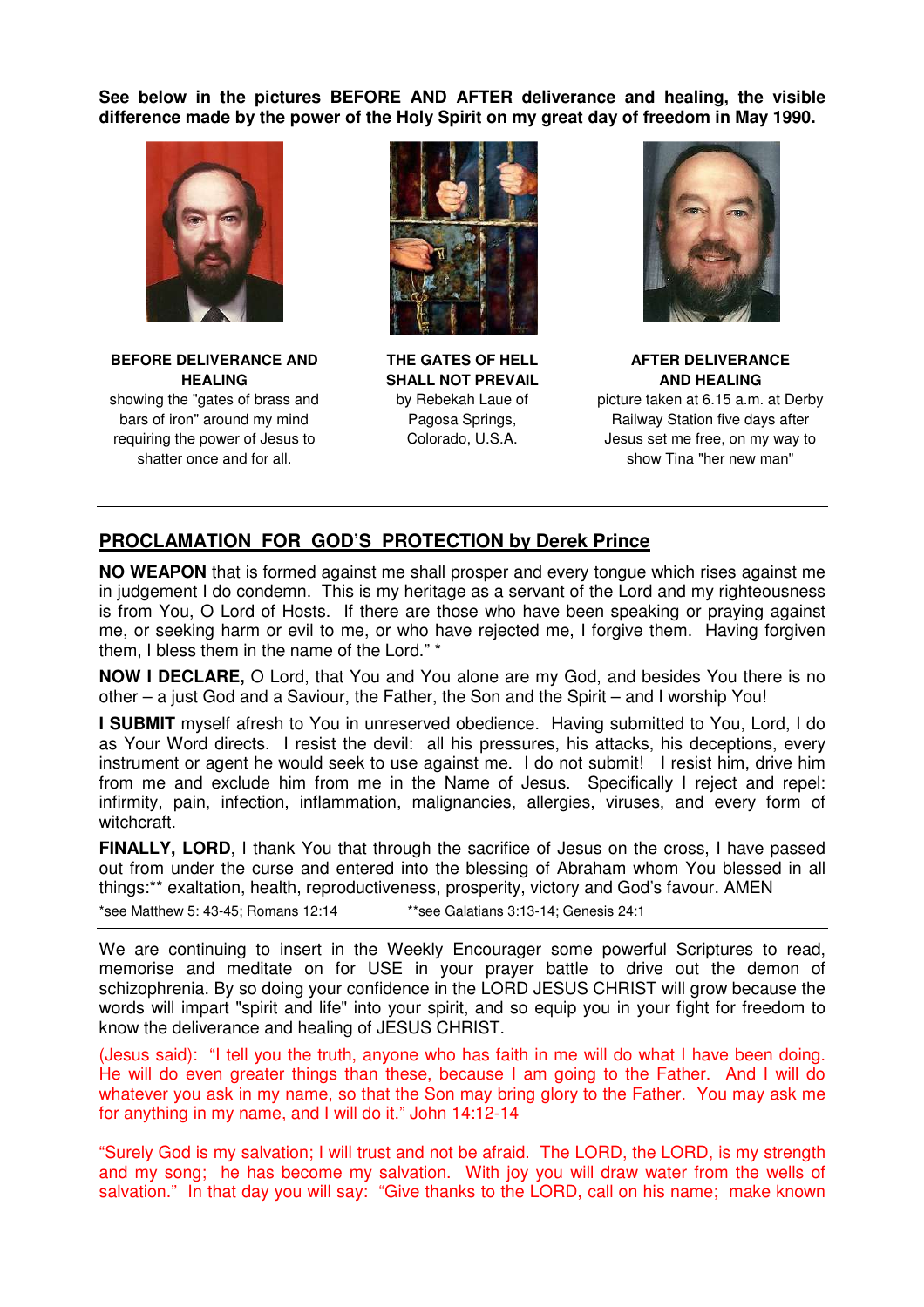**See below in the pictures BEFORE AND AFTER deliverance and healing, the visible difference made by the power of the Holy Spirit on my great day of freedom in May 1990.**

**BEFORE DELIVERANCE AND HEALING**
showing the "gates of brass and bars of iron" around my mind requiring the power of Jesus to shatter once and for all.

**THE GATES OF HELL SHALL NOT PREVAIL**
by Rebekah Laue of Pagosa Springs, Colorado, U.S.A.

**AFTER DELIVERANCE AND HEALING**
picture taken at 6.15 a.m. at Derby Railway Station five days after Jesus set me free, on my way to show Tina "her new man"

---

## PROCLAMATION FOR GOD'S PROTECTION by Derek Prince

**NO WEAPON** that is formed against me shall prosper and every tongue which rises against me in judgement I do condemn. This is my heritage as a servant of the Lord and my righteousness is from You, O Lord of Hosts. If there are those who have been speaking or praying against me, or seeking harm or evil to me, or who have rejected me, I forgive them. Having forgiven them, I bless them in the name of the Lord." *

**NOW I DECLARE,** O Lord, that You and You alone are my God, and besides You there is no other – a just God and a Saviour, the Father, the Son and the Spirit – and I worship You!

**I SUBMIT** myself afresh to You in unreserved obedience. Having submitted to You, Lord, I do as Your Word directs. I resist the devil: all his pressures, his attacks, his deceptions, every instrument or agent he would seek to use against me. I do not submit! I resist him, drive him from me and exclude him from me in the Name of Jesus. Specifically I reject and repel: infirmity, pain, infection, inflammation, malignancies, allergies, viruses, and every form of witchcraft.

**FINALLY, LORD**, I thank You that through the sacrifice of Jesus on the cross, I have passed out from under the curse and entered into the blessing of Abraham whom You blessed in all things:** exaltation, health, reproductiveness, prosperity, victory and God's favour. AMEN

*see Matthew 5: 43-45; Romans 12:14 **see Galatians 3:13-14; Genesis 24:1

---

We are continuing to insert in the Weekly Encourager some powerful Scriptures to read, memorise and meditate on for USE in your prayer battle to drive out the demon of schizophrenia. By so doing your confidence in the LORD JESUS CHRIST will grow because the words will impart "spirit and life" into your spirit, and so equip you in your fight for freedom to know the deliverance and healing of JESUS CHRIST.

(Jesus said): "I tell you the truth, anyone who has faith in me will do what I have been doing. He will do even greater things than these, because I am going to the Father. And I will do whatever you ask in my name, so that the Son may bring glory to the Father. You may ask me for anything in my name, and I will do it." John 14:12-14

"Surely God is my salvation; I will trust and not be afraid. The LORD, the LORD, is my strength and my song; he has become my salvation. With joy you will draw water from the wells of salvation." In that day you will say: "Give thanks to the LORD, call on his name; make known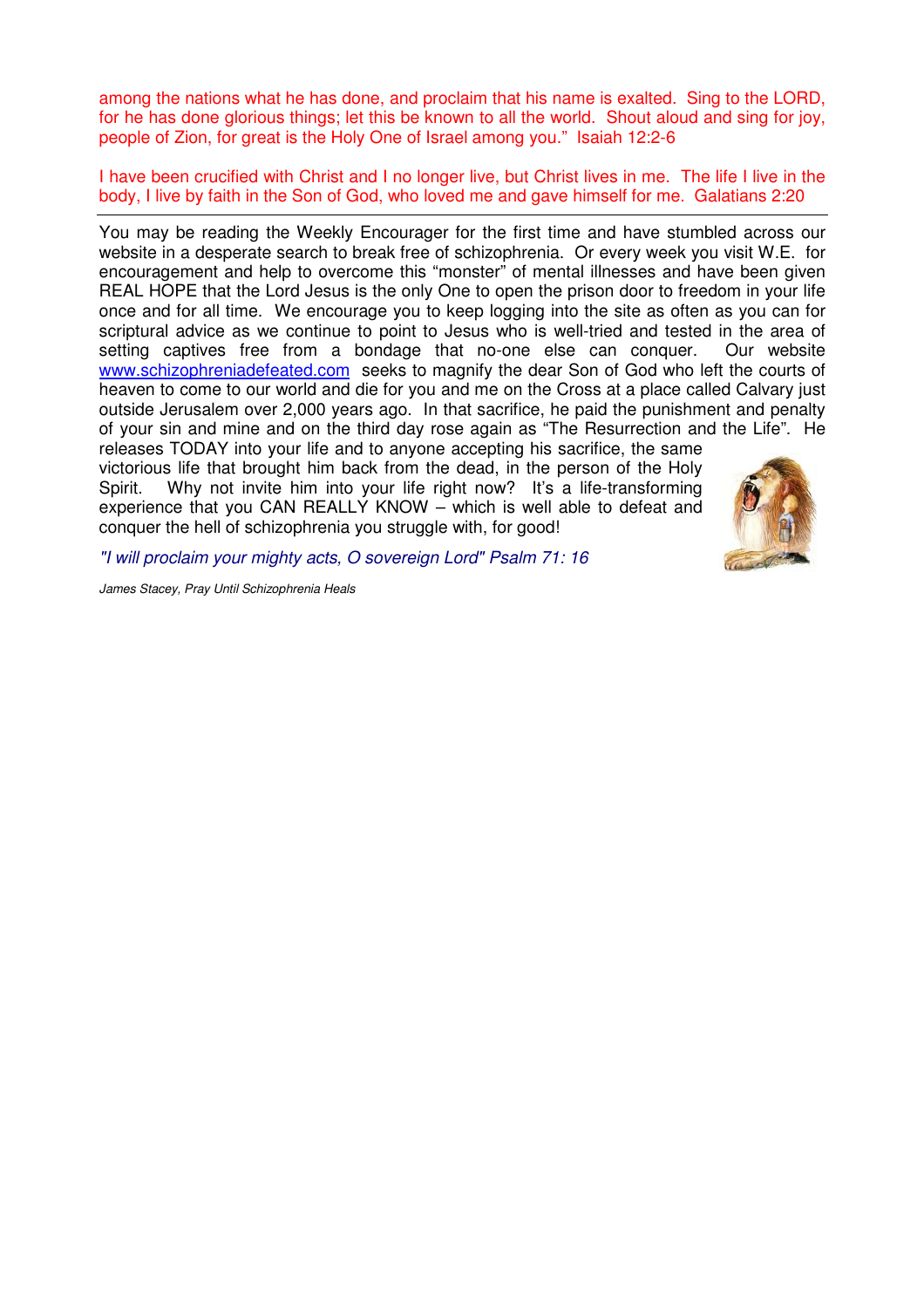among the nations what he has done, and proclaim that his name is exalted. Sing to the LORD, for he has done glorious things; let this be known to all the world. Shout aloud and sing for joy, people of Zion, for great is the Holy One of Israel among you." Isaiah 12:2-6

I have been crucified with Christ and I no longer live, but Christ lives in me. The life I live in the body, I live by faith in the Son of God, who loved me and gave himself for me. Galatians 2:20

---

You may be reading the Weekly Encourager for the first time and have stumbled across our website in a desperate search to break free of schizophrenia. Or every week you visit W.E. for encouragement and help to overcome this "monster" of mental illnesses and have been given REAL HOPE that the Lord Jesus is the only One to open the prison door to freedom in your life once and for all time. We encourage you to keep logging into the site as often as you can for scriptural advice as we continue to point to Jesus who is well-tried and tested in the area of setting captives free from a bondage that no-one else can conquer. Our website www.schizophreniadefeated.com seeks to magnify the dear Son of God who left the courts of heaven to come to our world and die for you and me on the Cross at a place called Calvary just outside Jerusalem over 2,000 years ago. In that sacrifice, he paid the punishment and penalty of your sin and mine and on the third day rose again as "The Resurrection and the Life". He releases TODAY into your life and to anyone accepting his sacrifice, the same victorious life that brought him back from the dead, in the person of the Holy Spirit. Why not invite him into your life right now? It's a life-transforming experience that you CAN REALLY KNOW – which is well able to defeat and conquer the hell of schizophrenia you struggle with, for good!

*"I will proclaim your mighty acts, O sovereign Lord" Psalm 71: 16*

*James Stacey, Pray Until Schizophrenia Heals*